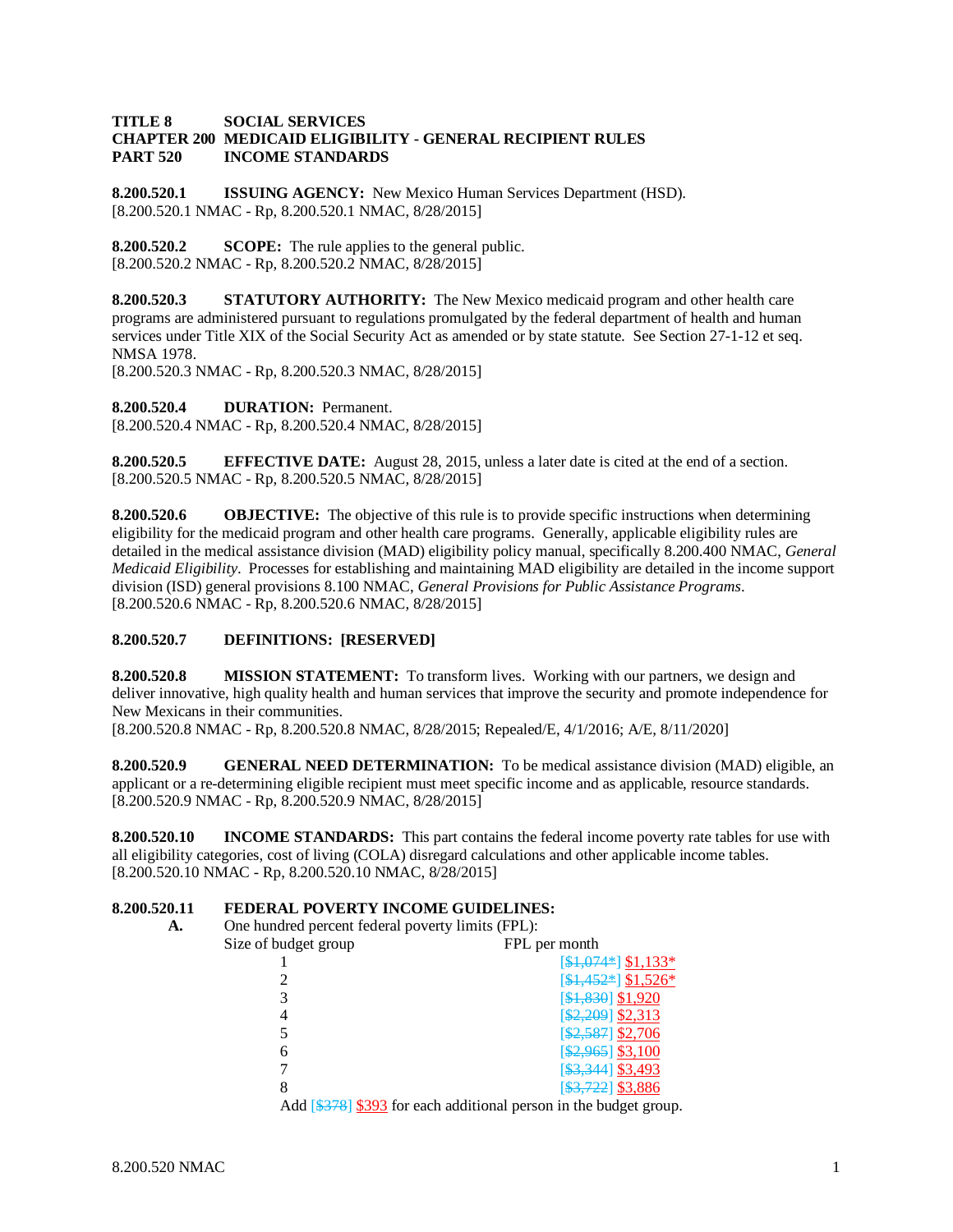**TITLE 8 SOCIAL SERVICES**
**CHAPTER 200 MEDICAID ELIGIBILITY - GENERAL RECIPIENT RULES**
**PART 520 INCOME STANDARDS**

**8.200.520.1 ISSUING AGENCY:** New Mexico Human Services Department (HSD).
[8.200.520.1 NMAC - Rp, 8.200.520.1 NMAC, 8/28/2015]

**8.200.520.2 SCOPE:** The rule applies to the general public.
[8.200.520.2 NMAC - Rp, 8.200.520.2 NMAC, 8/28/2015]

**8.200.520.3 STATUTORY AUTHORITY:** The New Mexico medicaid program and other health care programs are administered pursuant to regulations promulgated by the federal department of health and human services under Title XIX of the Social Security Act as amended or by state statute. See Section 27-1-12 et seq. NMSA 1978.
[8.200.520.3 NMAC - Rp, 8.200.520.3 NMAC, 8/28/2015]

**8.200.520.4 DURATION:** Permanent.
[8.200.520.4 NMAC - Rp, 8.200.520.4 NMAC, 8/28/2015]

**8.200.520.5 EFFECTIVE DATE:** August 28, 2015, unless a later date is cited at the end of a section.
[8.200.520.5 NMAC - Rp, 8.200.520.5 NMAC, 8/28/2015]

**8.200.520.6 OBJECTIVE:** The objective of this rule is to provide specific instructions when determining eligibility for the medicaid program and other health care programs. Generally, applicable eligibility rules are detailed in the medical assistance division (MAD) eligibility policy manual, specifically 8.200.400 NMAC, *General Medicaid Eligibility*. Processes for establishing and maintaining MAD eligibility are detailed in the income support division (ISD) general provisions 8.100 NMAC, *General Provisions for Public Assistance Programs*.
[8.200.520.6 NMAC - Rp, 8.200.520.6 NMAC, 8/28/2015]

**8.200.520.7 DEFINITIONS: [RESERVED]**

**8.200.520.8 MISSION STATEMENT:** To transform lives. Working with our partners, we design and deliver innovative, high quality health and human services that improve the security and promote independence for New Mexicans in their communities.
[8.200.520.8 NMAC - Rp, 8.200.520.8 NMAC, 8/28/2015; Repealed/E, 4/1/2016; A/E, 8/11/2020]

**8.200.520.9 GENERAL NEED DETERMINATION:** To be medical assistance division (MAD) eligible, an applicant or a re-determining eligible recipient must meet specific income and as applicable, resource standards.
[8.200.520.9 NMAC - Rp, 8.200.520.9 NMAC, 8/28/2015]

**8.200.520.10 INCOME STANDARDS:** This part contains the federal income poverty rate tables for use with all eligibility categories, cost of living (COLA) disregard calculations and other applicable income tables.
[8.200.520.10 NMAC - Rp, 8.200.520.10 NMAC, 8/28/2015]

**8.200.520.11 FEDERAL POVERTY INCOME GUIDELINES:**

**A.** One hundred percent federal poverty limits (FPL):

| Size of budget group | FPL per month |
|---|---|
| 1 | [~~$1,074*~~] $1,133* |
| 2 | [~~$1,452*~~] $1,526* |
| 3 | [~~$1,830~~] $1,920 |
| 4 | [~~$2,209~~] $2,313 |
| 5 | [~~$2,587~~] $2,706 |
| 6 | [~~$2,965~~] $3,100 |
| 7 | [~~$3,344~~] $3,493 |
| 8 | [~~$3,722~~] $3,886 |

Add [~~$378~~] $393 for each additional person in the budget group.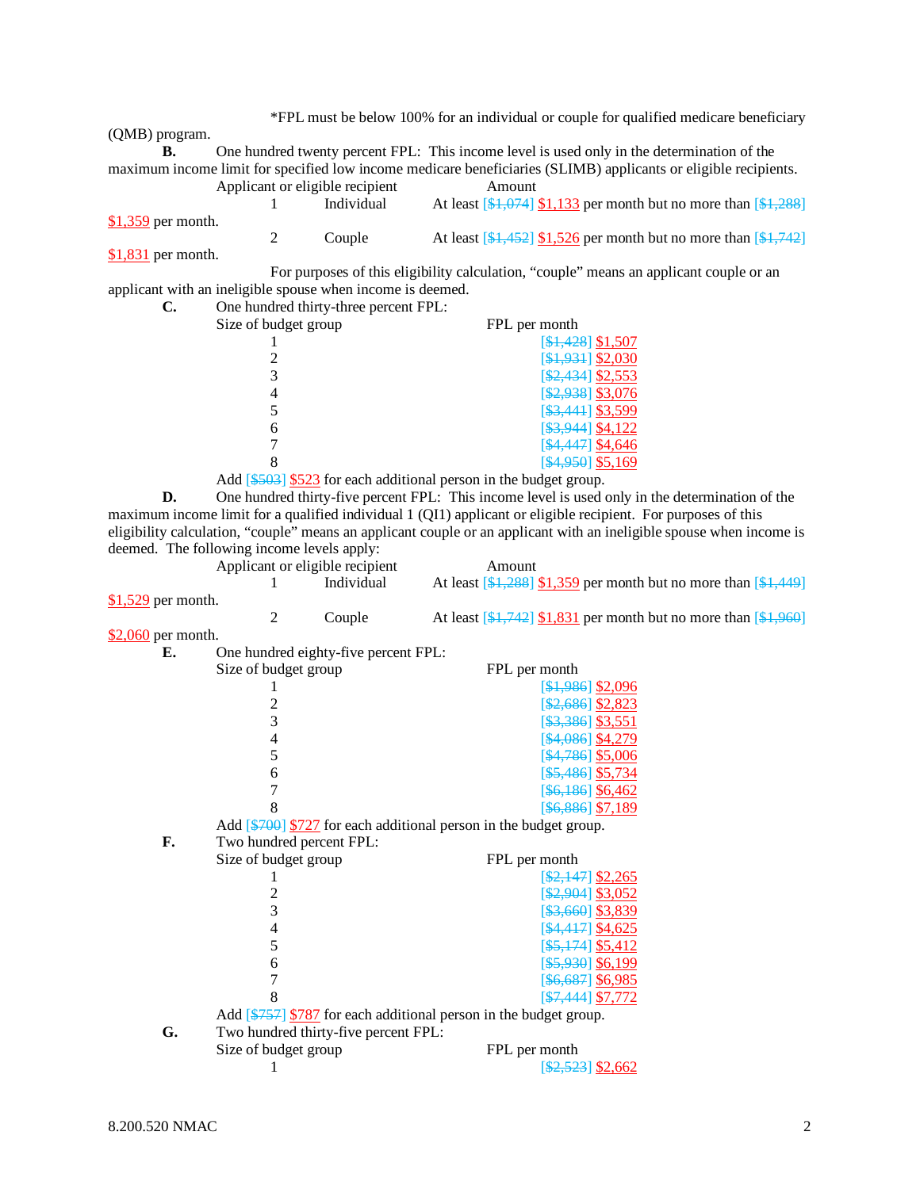*FPL must be below 100% for an individual or couple for qualified medicare beneficiary (QMB) program.

**B.** One hundred twenty percent FPL: This income level is used only in the determination of the maximum income limit for specified low income medicare beneficiaries (SLIMB) applicants or eligible recipients.

| Applicant or eligible recipient | | Amount |
|---|---|---|
| 1 | Individual | At least [~~$1,074~~] $1,133 per month but no more than [~~$1,288~~] $1,359 per month. |
| 2 | Couple | At least [~~$1,452~~] $1,526 per month but no more than [~~$1,742~~] $1,831 per month. |

For purposes of this eligibility calculation, “couple” means an applicant couple or an applicant with an ineligible spouse when income is deemed.

**C.** One hundred thirty-three percent FPL:

| Size of budget group | FPL per month |
|---|---|
| 1 | [~~$1,428~~] $1,507 |
| 2 | [~~$1,931~~] $2,030 |
| 3 | [~~$2,434~~] $2,553 |
| 4 | [~~$2,938~~] $3,076 |
| 5 | [~~$3,441~~] $3,599 |
| 6 | [~~$3,944~~] $4,122 |
| 7 | [~~$4,447~~] $4,646 |
| 8 | [~~$4,950~~] $5,169 |

Add [~~$503~~] $523 for each additional person in the budget group.

**D.** One hundred thirty-five percent FPL: This income level is used only in the determination of the maximum income limit for a qualified individual 1 (QI1) applicant or eligible recipient. For purposes of this eligibility calculation, “couple” means an applicant couple or an applicant with an ineligible spouse when income is deemed. The following income levels apply:

| Applicant or eligible recipient | | Amount |
|---|---|---|
| 1 | Individual | At least [~~$1,288~~] $1,359 per month but no more than [~~$1,449~~] $1,529 per month. |
| 2 | Couple | At least [~~$1,742~~] $1,831 per month but no more than [~~$1,960~~] $2,060 per month. |

**E.** One hundred eighty-five percent FPL:

| Size of budget group | FPL per month |
|---|---|
| 1 | [~~$1,986~~] $2,096 |
| 2 | [~~$2,686~~] $2,823 |
| 3 | [~~$3,386~~] $3,551 |
| 4 | [~~$4,086~~] $4,279 |
| 5 | [~~$4,786~~] $5,006 |
| 6 | [~~$5,486~~] $5,734 |
| 7 | [~~$6,186~~] $6,462 |
| 8 | [~~$6,886~~] $7,189 |

Add [~~$700~~] $727 for each additional person in the budget group.

**F.** Two hundred percent FPL:

| Size of budget group | FPL per month |
|---|---|
| 1 | [~~$2,147~~] $2,265 |
| 2 | [~~$2,904~~] $3,052 |
| 3 | [~~$3,660~~] $3,839 |
| 4 | [~~$4,417~~] $4,625 |
| 5 | [~~$5,174~~] $5,412 |
| 6 | [~~$5,930~~] $6,199 |
| 7 | [~~$6,687~~] $6,985 |
| 8 | [~~$7,444~~] $7,772 |

Add [~~$757~~] $787 for each additional person in the budget group.

**G.** Two hundred thirty-five percent FPL:

| Size of budget group | FPL per month |
|---|---|
| 1 | [~~$2,523~~] $2,662 |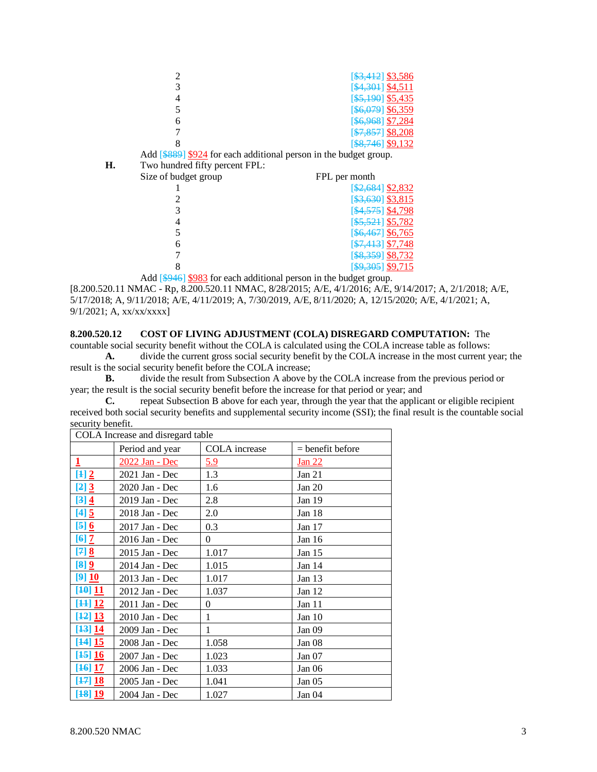| | |
|---|---|
| 2 | [~~$3,412~~] $3,586 |
| 3 | [~~$4,301~~] $4,511 |
| 4 | [~~$5,190~~] $5,435 |
| 5 | [~~$6,079~~] $6,359 |
| 6 | [~~$6,968~~] $7,284 |
| 7 | [~~$7,857~~] $8,208 |
| 8 | [~~$8,746~~] $9,132 |

Add [~~$889~~] $924 for each additional person in the budget group.

**H.** Two hundred fifty percent FPL:

| Size of budget group | FPL per month |
|---|---|
| 1 | [~~$2,684~~] $2,832 |
| 2 | [~~$3,630~~] $3,815 |
| 3 | [~~$4,575~~] $4,798 |
| 4 | [~~$5,521~~] $5,782 |
| 5 | [~~$6,467~~] $6,765 |
| 6 | [~~$7,413~~] $7,748 |
| 7 | [~~$8,359~~] $8,732 |
| 8 | [~~$9,305~~] $9,715 |

Add [~~$946~~] $983 for each additional person in the budget group.

[8.200.520.11 NMAC - Rp, 8.200.520.11 NMAC, 8/28/2015; A/E, 4/1/2016; A/E, 9/14/2017; A, 2/1/2018; A/E, 5/17/2018; A, 9/11/2018; A/E, 4/11/2019; A, 7/30/2019, A/E, 8/11/2020; A, 12/15/2020; A/E, 4/1/2021; A, 9/1/2021; A, xx/xx/xxxx]

**8.200.520.12 COST OF LIVING ADJUSTMENT (COLA) DISREGARD COMPUTATION:** The countable social security benefit without the COLA is calculated using the COLA increase table as follows:

**A.** divide the current gross social security benefit by the COLA increase in the most current year; the result is the social security benefit before the COLA increase;

**B.** divide the result from Subsection A above by the COLA increase from the previous period or year; the result is the social security benefit before the increase for that period or year; and

**C.** repeat Subsection B above for each year, through the year that the applicant or eligible recipient received both social security benefits and supplemental security income (SSI); the final result is the countable social security benefit.

| COLA Increase and disregard table | | | |
|---|---|---|---|
| | Period and year | COLA increase | = benefit before |
| **1** | 2022 Jan - Dec | 5.9 | Jan 22 |
| [~~1~~] **2** | 2021 Jan - Dec | 1.3 | Jan 21 |
| [~~2~~] **3** | 2020 Jan - Dec | 1.6 | Jan 20 |
| [~~3~~] **4** | 2019 Jan - Dec | 2.8 | Jan 19 |
| [~~4~~] **5** | 2018 Jan - Dec | 2.0 | Jan 18 |
| [~~5~~] **6** | 2017 Jan - Dec | 0.3 | Jan 17 |
| [~~6~~] **7** | 2016 Jan - Dec | 0 | Jan 16 |
| [~~7~~] **8** | 2015 Jan - Dec | 1.017 | Jan 15 |
| [~~8~~] **9** | 2014 Jan - Dec | 1.015 | Jan 14 |
| [~~9~~] **10** | 2013 Jan - Dec | 1.017 | Jan 13 |
| [~~10~~] **11** | 2012 Jan - Dec | 1.037 | Jan 12 |
| [~~11~~] **12** | 2011 Jan - Dec | 0 | Jan 11 |
| [~~12~~] **13** | 2010 Jan - Dec | 1 | Jan 10 |
| [~~13~~] **14** | 2009 Jan - Dec | 1 | Jan 09 |
| [~~14~~] **15** | 2008 Jan - Dec | 1.058 | Jan 08 |
| [~~15~~] **16** | 2007 Jan - Dec | 1.023 | Jan 07 |
| [~~16~~] **17** | 2006 Jan - Dec | 1.033 | Jan 06 |
| [~~17~~] **18** | 2005 Jan - Dec | 1.041 | Jan 05 |
| [~~18~~] **19** | 2004 Jan - Dec | 1.027 | Jan 04 |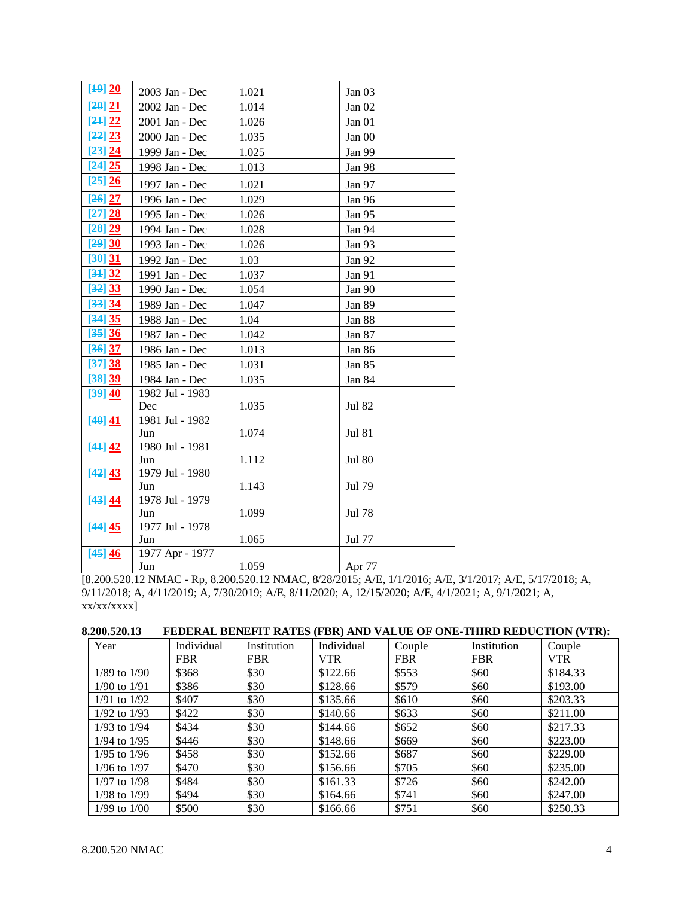| | | | |
|---|---|---|---|
| [19] 20 | 2003 Jan - Dec | 1.021 | Jan 03 |
| [20] 21 | 2002 Jan - Dec | 1.014 | Jan 02 |
| [21] 22 | 2001 Jan - Dec | 1.026 | Jan 01 |
| [22] 23 | 2000 Jan - Dec | 1.035 | Jan 00 |
| [23] 24 | 1999 Jan - Dec | 1.025 | Jan 99 |
| [24] 25 | 1998 Jan - Dec | 1.013 | Jan 98 |
| [25] 26 | 1997 Jan - Dec | 1.021 | Jan 97 |
| [26] 27 | 1996 Jan - Dec | 1.029 | Jan 96 |
| [27] 28 | 1995 Jan - Dec | 1.026 | Jan 95 |
| [28] 29 | 1994 Jan - Dec | 1.028 | Jan 94 |
| [29] 30 | 1993 Jan - Dec | 1.026 | Jan 93 |
| [30] 31 | 1992 Jan - Dec | 1.03 | Jan 92 |
| [31] 32 | 1991 Jan - Dec | 1.037 | Jan 91 |
| [32] 33 | 1990 Jan - Dec | 1.054 | Jan 90 |
| [33] 34 | 1989 Jan - Dec | 1.047 | Jan 89 |
| [34] 35 | 1988 Jan - Dec | 1.04 | Jan 88 |
| [35] 36 | 1987 Jan - Dec | 1.042 | Jan 87 |
| [36] 37 | 1986 Jan - Dec | 1.013 | Jan 86 |
| [37] 38 | 1985 Jan - Dec | 1.031 | Jan 85 |
| [38] 39 | 1984 Jan - Dec | 1.035 | Jan 84 |
| [39] 40 | 1982 Jul - 1983 Dec | 1.035 | Jul 82 |
| [40] 41 | 1981 Jul - 1982 Jun | 1.074 | Jul 81 |
| [41] 42 | 1980 Jul - 1981 Jun | 1.112 | Jul 80 |
| [42] 43 | 1979 Jul - 1980 Jun | 1.143 | Jul 79 |
| [43] 44 | 1978 Jul - 1979 Jun | 1.099 | Jul 78 |
| [44] 45 | 1977 Jul - 1978 Jun | 1.065 | Jul 77 |
| [45] 46 | 1977 Apr - 1977 Jun | 1.059 | Apr 77 |

[8.200.520.12 NMAC - Rp, 8.200.520.12 NMAC, 8/28/2015; A/E, 1/1/2016; A/E, 3/1/2017; A/E, 5/17/2018; A, 9/11/2018; A, 4/11/2019; A, 7/30/2019; A/E, 8/11/2020; A, 12/15/2020; A/E, 4/1/2021; A, 9/1/2021; A, xx/xx/xxxx]

**8.200.520.13 FEDERAL BENEFIT RATES (FBR) AND VALUE OF ONE-THIRD REDUCTION (VTR):**

| Year | Individual FBR | Institution FBR | Individual VTR | Couple FBR | Institution FBR | Couple VTR |
|---|---|---|---|---|---|---|
| 1/89 to 1/90 | $368 | $30 | $122.66 | $553 | $60 | $184.33 |
| 1/90 to 1/91 | $386 | $30 | $128.66 | $579 | $60 | $193.00 |
| 1/91 to 1/92 | $407 | $30 | $135.66 | $610 | $60 | $203.33 |
| 1/92 to 1/93 | $422 | $30 | $140.66 | $633 | $60 | $211.00 |
| 1/93 to 1/94 | $434 | $30 | $144.66 | $652 | $60 | $217.33 |
| 1/94 to 1/95 | $446 | $30 | $148.66 | $669 | $60 | $223.00 |
| 1/95 to 1/96 | $458 | $30 | $152.66 | $687 | $60 | $229.00 |
| 1/96 to 1/97 | $470 | $30 | $156.66 | $705 | $60 | $235.00 |
| 1/97 to 1/98 | $484 | $30 | $161.33 | $726 | $60 | $242.00 |
| 1/98 to 1/99 | $494 | $30 | $164.66 | $741 | $60 | $247.00 |
| 1/99 to 1/00 | $500 | $30 | $166.66 | $751 | $60 | $250.33 |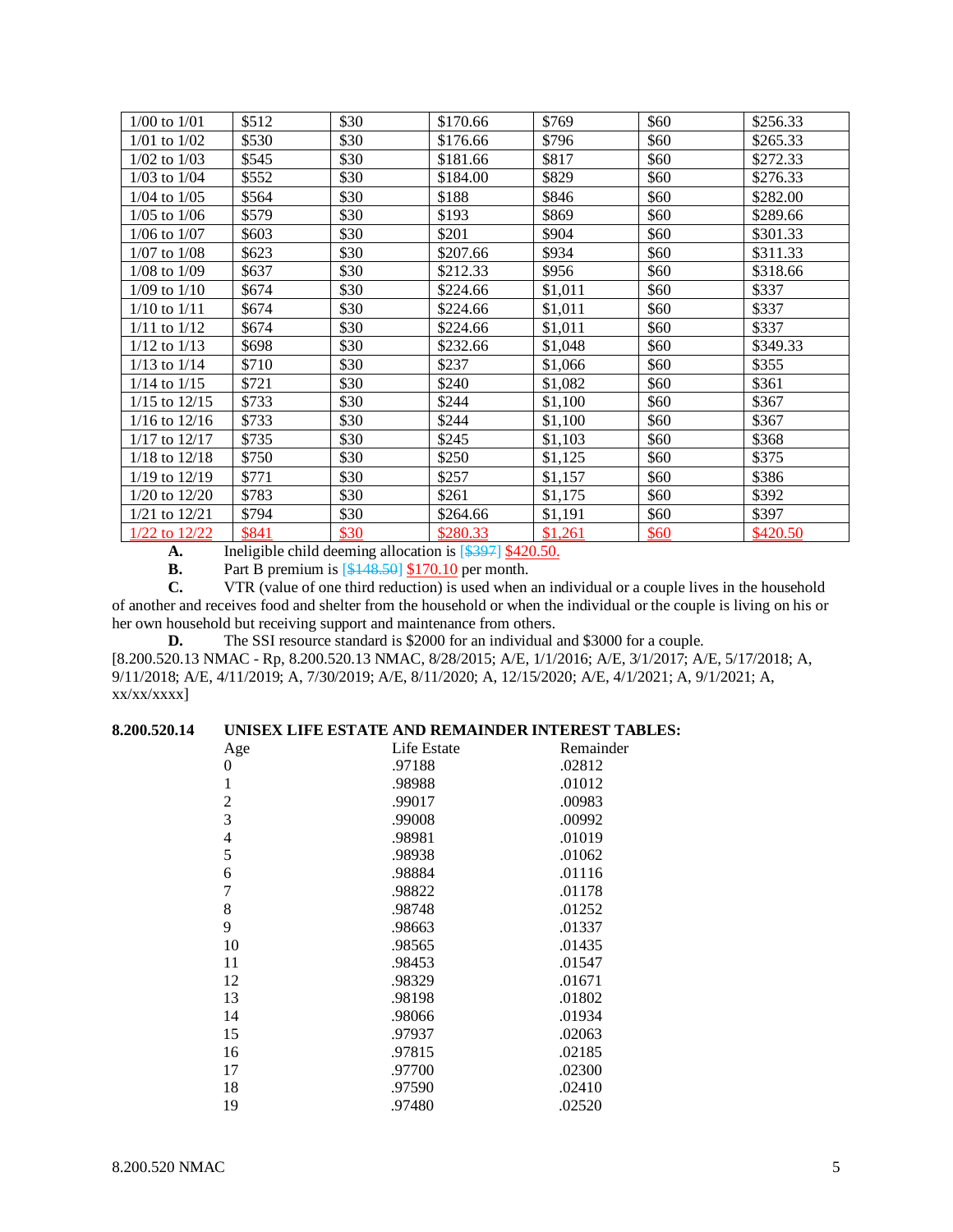| | | | | | | |
|---|---|---|---|---|---|---|
| 1/00 to 1/01 | $512 | $30 | $170.66 | $769 | $60 | $256.33 |
| 1/01 to 1/02 | $530 | $30 | $176.66 | $796 | $60 | $265.33 |
| 1/02 to 1/03 | $545 | $30 | $181.66 | $817 | $60 | $272.33 |
| 1/03 to 1/04 | $552 | $30 | $184.00 | $829 | $60 | $276.33 |
| 1/04 to 1/05 | $564 | $30 | $188 | $846 | $60 | $282.00 |
| 1/05 to 1/06 | $579 | $30 | $193 | $869 | $60 | $289.66 |
| 1/06 to 1/07 | $603 | $30 | $201 | $904 | $60 | $301.33 |
| 1/07 to 1/08 | $623 | $30 | $207.66 | $934 | $60 | $311.33 |
| 1/08 to 1/09 | $637 | $30 | $212.33 | $956 | $60 | $318.66 |
| 1/09 to 1/10 | $674 | $30 | $224.66 | $1,011 | $60 | $337 |
| 1/10 to 1/11 | $674 | $30 | $224.66 | $1,011 | $60 | $337 |
| 1/11 to 1/12 | $674 | $30 | $224.66 | $1,011 | $60 | $337 |
| 1/12 to 1/13 | $698 | $30 | $232.66 | $1,048 | $60 | $349.33 |
| 1/13 to 1/14 | $710 | $30 | $237 | $1,066 | $60 | $355 |
| 1/14 to 1/15 | $721 | $30 | $240 | $1,082 | $60 | $361 |
| 1/15 to 12/15 | $733 | $30 | $244 | $1,100 | $60 | $367 |
| 1/16 to 12/16 | $733 | $30 | $244 | $1,100 | $60 | $367 |
| 1/17 to 12/17 | $735 | $30 | $245 | $1,103 | $60 | $368 |
| 1/18 to 12/18 | $750 | $30 | $250 | $1,125 | $60 | $375 |
| 1/19 to 12/19 | $771 | $30 | $257 | $1,157 | $60 | $386 |
| 1/20 to 12/20 | $783 | $30 | $261 | $1,175 | $60 | $392 |
| 1/21 to 12/21 | $794 | $30 | $264.66 | $1,191 | $60 | $397 |
| 1/22 to 12/22 | $841 | $30 | $280.33 | $1,261 | $60 | $420.50 |

**A.** Ineligible child deeming allocation is [~~$397~~] $420.50.

**B.** Part B premium is [~~$148.50~~] $170.10 per month.

**C.** VTR (value of one third reduction) is used when an individual or a couple lives in the household of another and receives food and shelter from the household or when the individual or the couple is living on his or her own household but receiving support and maintenance from others.

**D.** The SSI resource standard is $2000 for an individual and $3000 for a couple.

[8.200.520.13 NMAC - Rp, 8.200.520.13 NMAC, 8/28/2015; A/E, 1/1/2016; A/E, 3/1/2017; A/E, 5/17/2018; A, 9/11/2018; A/E, 4/11/2019; A, 7/30/2019; A/E, 8/11/2020; A, 12/15/2020; A/E, 4/1/2021; A, 9/1/2021; A, xx/xx/xxxx]

**8.200.520.14 UNISEX LIFE ESTATE AND REMAINDER INTEREST TABLES:**

| Age | Life Estate | Remainder |
|---|---|---|
| 0 | .97188 | .02812 |
| 1 | .98988 | .01012 |
| 2 | .99017 | .00983 |
| 3 | .99008 | .00992 |
| 4 | .98981 | .01019 |
| 5 | .98938 | .01062 |
| 6 | .98884 | .01116 |
| 7 | .98822 | .01178 |
| 8 | .98748 | .01252 |
| 9 | .98663 | .01337 |
| 10 | .98565 | .01435 |
| 11 | .98453 | .01547 |
| 12 | .98329 | .01671 |
| 13 | .98198 | .01802 |
| 14 | .98066 | .01934 |
| 15 | .97937 | .02063 |
| 16 | .97815 | .02185 |
| 17 | .97700 | .02300 |
| 18 | .97590 | .02410 |
| 19 | .97480 | .02520 |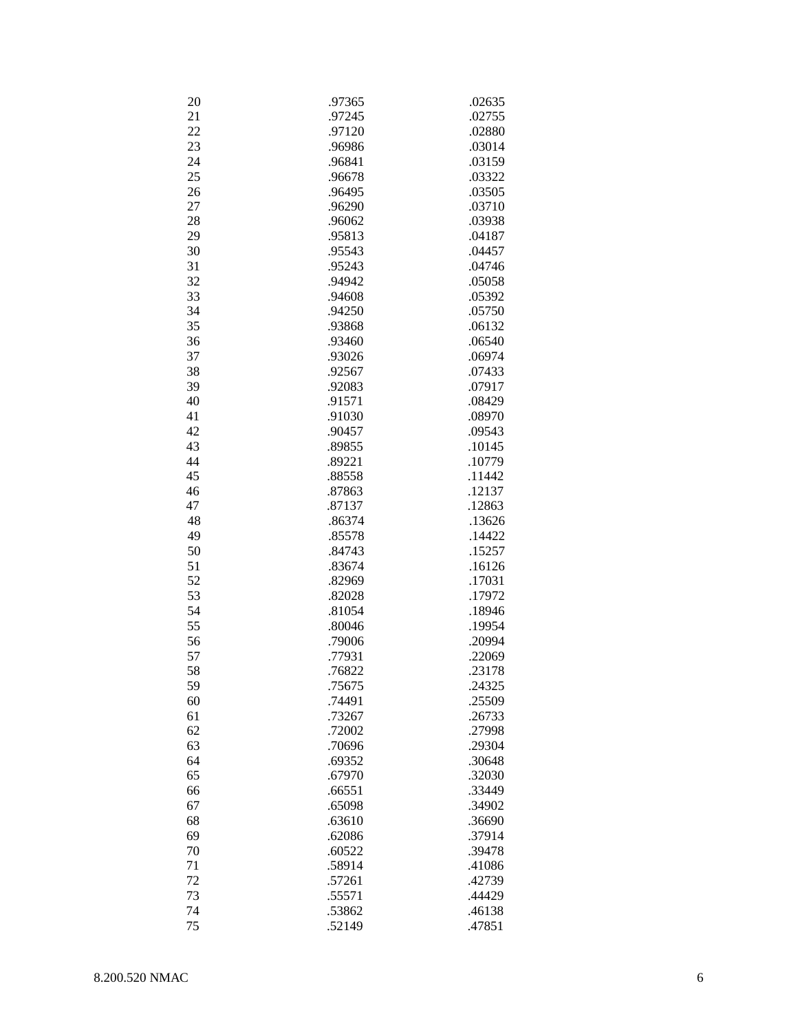| | | |
|---|---|---|
| 20 | .97365 | .02635 |
| 21 | .97245 | .02755 |
| 22 | .97120 | .02880 |
| 23 | .96986 | .03014 |
| 24 | .96841 | .03159 |
| 25 | .96678 | .03322 |
| 26 | .96495 | .03505 |
| 27 | .96290 | .03710 |
| 28 | .96062 | .03938 |
| 29 | .95813 | .04187 |
| 30 | .95543 | .04457 |
| 31 | .95243 | .04746 |
| 32 | .94942 | .05058 |
| 33 | .94608 | .05392 |
| 34 | .94250 | .05750 |
| 35 | .93868 | .06132 |
| 36 | .93460 | .06540 |
| 37 | .93026 | .06974 |
| 38 | .92567 | .07433 |
| 39 | .92083 | .07917 |
| 40 | .91571 | .08429 |
| 41 | .91030 | .08970 |
| 42 | .90457 | .09543 |
| 43 | .89855 | .10145 |
| 44 | .89221 | .10779 |
| 45 | .88558 | .11442 |
| 46 | .87863 | .12137 |
| 47 | .87137 | .12863 |
| 48 | .86374 | .13626 |
| 49 | .85578 | .14422 |
| 50 | .84743 | .15257 |
| 51 | .83674 | .16126 |
| 52 | .82969 | .17031 |
| 53 | .82028 | .17972 |
| 54 | .81054 | .18946 |
| 55 | .80046 | .19954 |
| 56 | .79006 | .20994 |
| 57 | .77931 | .22069 |
| 58 | .76822 | .23178 |
| 59 | .75675 | .24325 |
| 60 | .74491 | .25509 |
| 61 | .73267 | .26733 |
| 62 | .72002 | .27998 |
| 63 | .70696 | .29304 |
| 64 | .69352 | .30648 |
| 65 | .67970 | .32030 |
| 66 | .66551 | .33449 |
| 67 | .65098 | .34902 |
| 68 | .63610 | .36690 |
| 69 | .62086 | .37914 |
| 70 | .60522 | .39478 |
| 71 | .58914 | .41086 |
| 72 | .57261 | .42739 |
| 73 | .55571 | .44429 |
| 74 | .53862 | .46138 |
| 75 | .52149 | .47851 |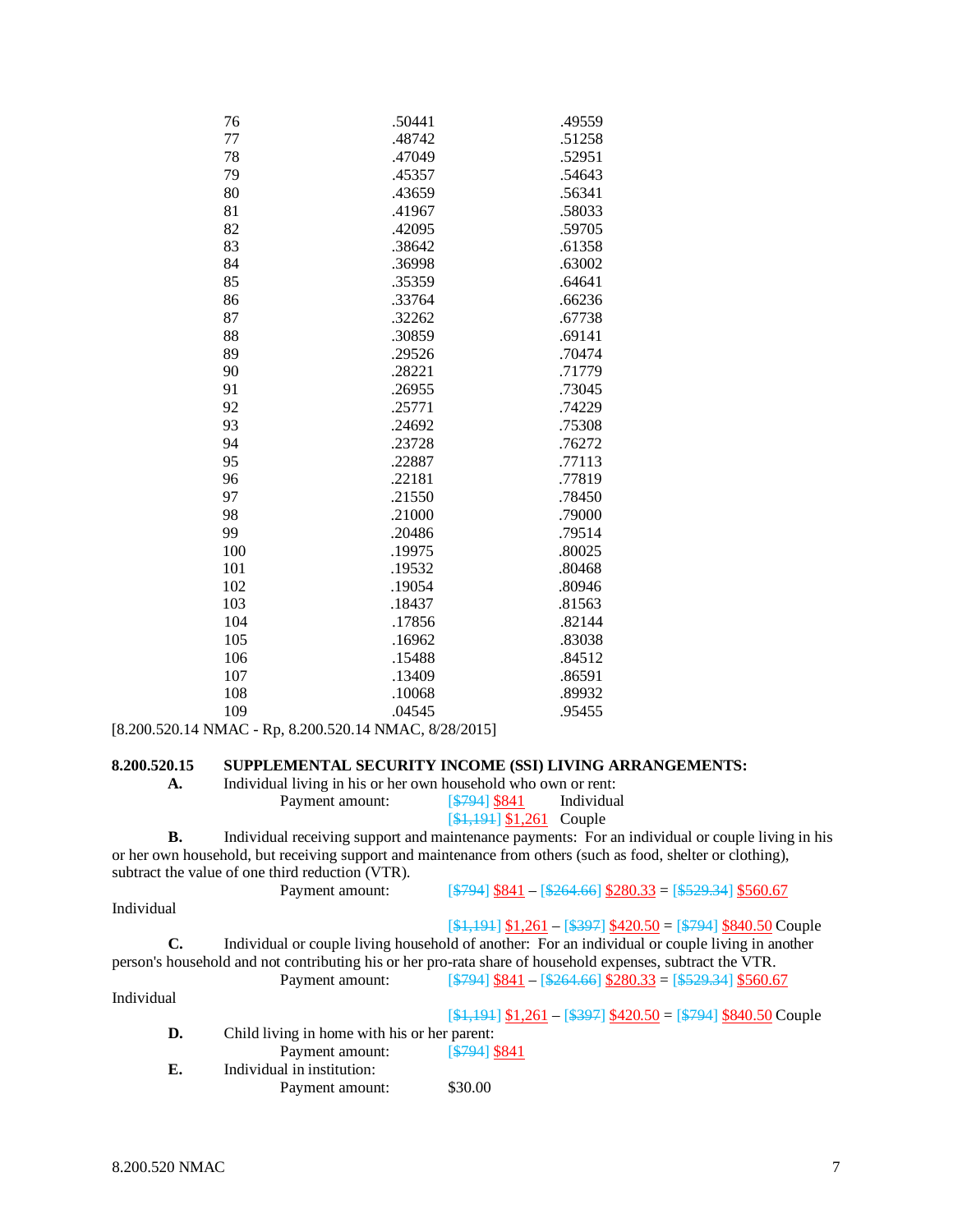| | | |
|---|---|---|
| 76 | .50441 | .49559 |
| 77 | .48742 | .51258 |
| 78 | .47049 | .52951 |
| 79 | .45357 | .54643 |
| 80 | .43659 | .56341 |
| 81 | .41967 | .58033 |
| 82 | .42095 | .59705 |
| 83 | .38642 | .61358 |
| 84 | .36998 | .63002 |
| 85 | .35359 | .64641 |
| 86 | .33764 | .66236 |
| 87 | .32262 | .67738 |
| 88 | .30859 | .69141 |
| 89 | .29526 | .70474 |
| 90 | .28221 | .71779 |
| 91 | .26955 | .73045 |
| 92 | .25771 | .74229 |
| 93 | .24692 | .75308 |
| 94 | .23728 | .76272 |
| 95 | .22887 | .77113 |
| 96 | .22181 | .77819 |
| 97 | .21550 | .78450 |
| 98 | .21000 | .79000 |
| 99 | .20486 | .79514 |
| 100 | .19975 | .80025 |
| 101 | .19532 | .80468 |
| 102 | .19054 | .80946 |
| 103 | .18437 | .81563 |
| 104 | .17856 | .82144 |
| 105 | .16962 | .83038 |
| 106 | .15488 | .84512 |
| 107 | .13409 | .86591 |
| 108 | .10068 | .89932 |
| 109 | .04545 | .95455 |

[8.200.520.14 NMAC - Rp, 8.200.520.14 NMAC, 8/28/2015]

**8.200.520.15 SUPPLEMENTAL SECURITY INCOME (SSI) LIVING ARRANGEMENTS:**

**A.** Individual living in his or her own household who own or rent:

Payment amount: [~~$794~~] $841 Individual
[~~$1,191~~] $1,261 Couple

**B.** Individual receiving support and maintenance payments: For an individual or couple living in his or her own household, but receiving support and maintenance from others (such as food, shelter or clothing), subtract the value of one third reduction (VTR).

Payment amount: [~~$794~~] $841 – [~~$264.66~~] $280.33 = [~~$529.34~~] $560.67 Individual
[~~$1,191~~] $1,261 – [~~$397~~] $420.50 = [~~$794~~] $840.50 Couple

**C.** Individual or couple living household of another: For an individual or couple living in another person's household and not contributing his or her pro-rata share of household expenses, subtract the VTR.

Payment amount: [~~$794~~] $841 – [~~$264.66~~] $280.33 = [~~$529.34~~] $560.67 Individual
[~~$1,191~~] $1,261 – [~~$397~~] $420.50 = [~~$794~~] $840.50 Couple

**D.** Child living in home with his or her parent:

Payment amount: [~~$794~~] $841

**E.** Individual in institution:

Payment amount: $30.00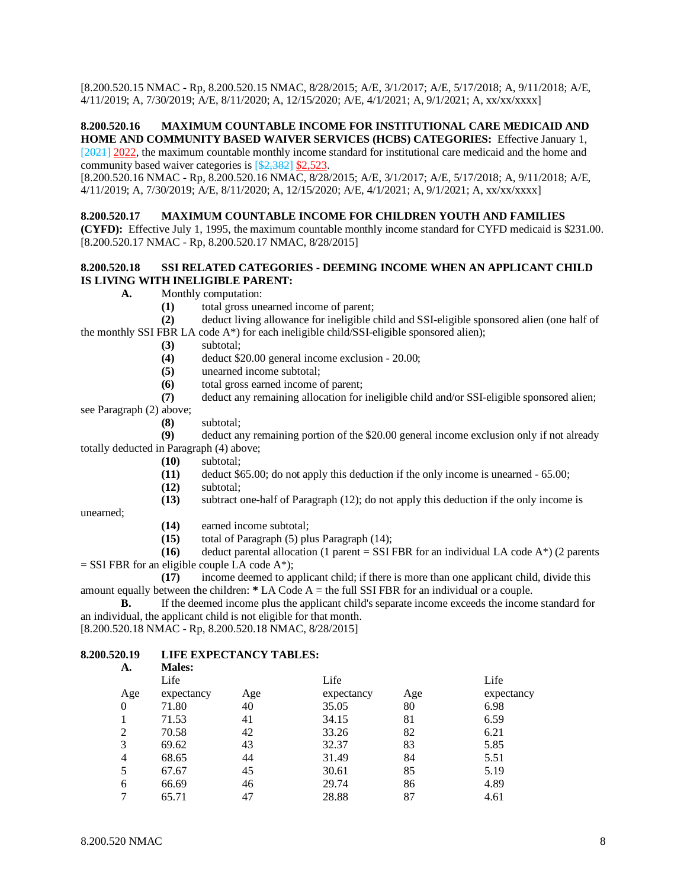[8.200.520.15 NMAC - Rp, 8.200.520.15 NMAC, 8/28/2015; A/E, 3/1/2017; A/E, 5/17/2018; A, 9/11/2018; A/E, 4/11/2019; A, 7/30/2019; A/E, 8/11/2020; A, 12/15/2020; A/E, 4/1/2021; A, 9/1/2021; A, xx/xx/xxxx]

**8.200.520.16 MAXIMUM COUNTABLE INCOME FOR INSTITUTIONAL CARE MEDICAID AND HOME AND COMMUNITY BASED WAIVER SERVICES (HCBS) CATEGORIES:** Effective January 1, ~~[2021]~~ 2022, the maximum countable monthly income standard for institutional care medicaid and the home and community based waiver categories is ~~[$2,382]~~ $2,523.
[8.200.520.16 NMAC - Rp, 8.200.520.16 NMAC, 8/28/2015; A/E, 3/1/2017; A/E, 5/17/2018; A, 9/11/2018; A/E, 4/11/2019; A, 7/30/2019; A/E, 8/11/2020; A, 12/15/2020; A/E, 4/1/2021; A, 9/1/2021; A, xx/xx/xxxx]

**8.200.520.17 MAXIMUM COUNTABLE INCOME FOR CHILDREN YOUTH AND FAMILIES (CYFD):** Effective July 1, 1995, the maximum countable monthly income standard for CYFD medicaid is $231.00.
[8.200.520.17 NMAC - Rp, 8.200.520.17 NMAC, 8/28/2015]

**8.200.520.18 SSI RELATED CATEGORIES - DEEMING INCOME WHEN AN APPLICANT CHILD IS LIVING WITH INELIGIBLE PARENT:**

**A.** Monthly computation:

**(1)** total gross unearned income of parent;

**(2)** deduct living allowance for ineligible child and SSI-eligible sponsored alien (one half of the monthly SSI FBR LA code A*) for each ineligible child/SSI-eligible sponsored alien);

**(3)** subtotal;

**(4)** deduct $20.00 general income exclusion - 20.00;

**(5)** unearned income subtotal;

**(6)** total gross earned income of parent;

**(7)** deduct any remaining allocation for ineligible child and/or SSI-eligible sponsored alien; see Paragraph (2) above;

**(8)** subtotal;

**(9)** deduct any remaining portion of the $20.00 general income exclusion only if not already totally deducted in Paragraph (4) above;

**(10)** subtotal;

**(11)** deduct $65.00; do not apply this deduction if the only income is unearned - 65.00;

**(12)** subtotal;

**(13)** subtract one-half of Paragraph (12); do not apply this deduction if the only income is unearned;

**(14)** earned income subtotal;

**(15)** total of Paragraph (5) plus Paragraph (14);

**(16)** deduct parental allocation (1 parent = SSI FBR for an individual LA code A*) (2 parents = SSI FBR for an eligible couple LA code A*);

**(17)** income deemed to applicant child; if there is more than one applicant child, divide this amount equally between the children: **\*** LA Code A = the full SSI FBR for an individual or a couple.

**B.** If the deemed income plus the applicant child's separate income exceeds the income standard for an individual, the applicant child is not eligible for that month.
[8.200.520.18 NMAC - Rp, 8.200.520.18 NMAC, 8/28/2015]

**8.200.520.19 LIFE EXPECTANCY TABLES:**

**A. Males:**

| Age | Life expectancy | Age | Life expectancy | Age | Life expectancy |
|---|---|---|---|---|---|
| 0 | 71.80 | 40 | 35.05 | 80 | 6.98 |
| 1 | 71.53 | 41 | 34.15 | 81 | 6.59 |
| 2 | 70.58 | 42 | 33.26 | 82 | 6.21 |
| 3 | 69.62 | 43 | 32.37 | 83 | 5.85 |
| 4 | 68.65 | 44 | 31.49 | 84 | 5.51 |
| 5 | 67.67 | 45 | 30.61 | 85 | 5.19 |
| 6 | 66.69 | 46 | 29.74 | 86 | 4.89 |
| 7 | 65.71 | 47 | 28.88 | 87 | 4.61 |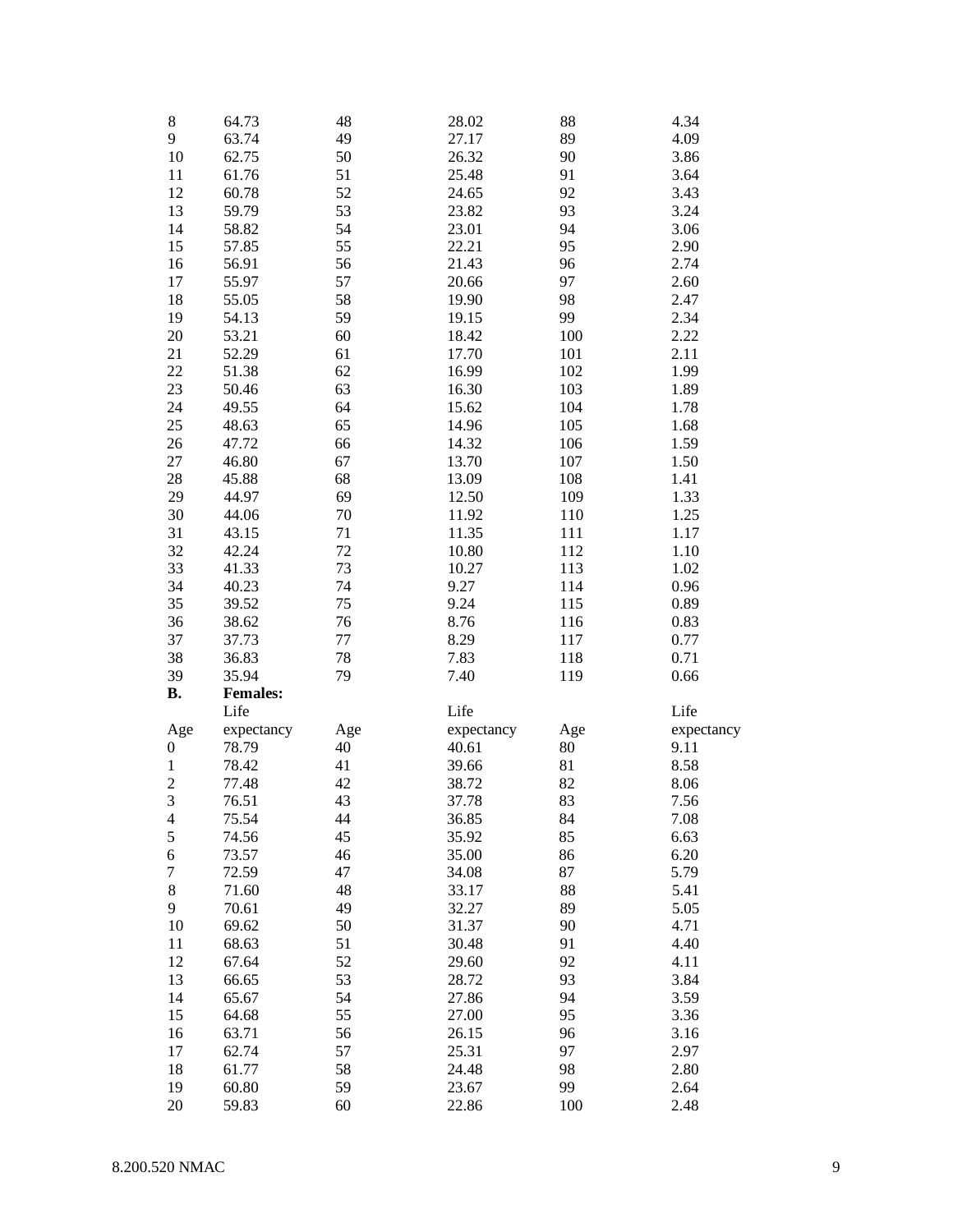| Age | Life expectancy | Age | Life expectancy | Age | Life expectancy |
|---|---|---|---|---|---|
| 8 | 64.73 | 48 | 28.02 | 88 | 4.34 |
| 9 | 63.74 | 49 | 27.17 | 89 | 4.09 |
| 10 | 62.75 | 50 | 26.32 | 90 | 3.86 |
| 11 | 61.76 | 51 | 25.48 | 91 | 3.64 |
| 12 | 60.78 | 52 | 24.65 | 92 | 3.43 |
| 13 | 59.79 | 53 | 23.82 | 93 | 3.24 |
| 14 | 58.82 | 54 | 23.01 | 94 | 3.06 |
| 15 | 57.85 | 55 | 22.21 | 95 | 2.90 |
| 16 | 56.91 | 56 | 21.43 | 96 | 2.74 |
| 17 | 55.97 | 57 | 20.66 | 97 | 2.60 |
| 18 | 55.05 | 58 | 19.90 | 98 | 2.47 |
| 19 | 54.13 | 59 | 19.15 | 99 | 2.34 |
| 20 | 53.21 | 60 | 18.42 | 100 | 2.22 |
| 21 | 52.29 | 61 | 17.70 | 101 | 2.11 |
| 22 | 51.38 | 62 | 16.99 | 102 | 1.99 |
| 23 | 50.46 | 63 | 16.30 | 103 | 1.89 |
| 24 | 49.55 | 64 | 15.62 | 104 | 1.78 |
| 25 | 48.63 | 65 | 14.96 | 105 | 1.68 |
| 26 | 47.72 | 66 | 14.32 | 106 | 1.59 |
| 27 | 46.80 | 67 | 13.70 | 107 | 1.50 |
| 28 | 45.88 | 68 | 13.09 | 108 | 1.41 |
| 29 | 44.97 | 69 | 12.50 | 109 | 1.33 |
| 30 | 44.06 | 70 | 11.92 | 110 | 1.25 |
| 31 | 43.15 | 71 | 11.35 | 111 | 1.17 |
| 32 | 42.24 | 72 | 10.80 | 112 | 1.10 |
| 33 | 41.33 | 73 | 10.27 | 113 | 1.02 |
| 34 | 40.23 | 74 | 9.27 | 114 | 0.96 |
| 35 | 39.52 | 75 | 9.24 | 115 | 0.89 |
| 36 | 38.62 | 76 | 8.76 | 116 | 0.83 |
| 37 | 37.73 | 77 | 8.29 | 117 | 0.77 |
| 38 | 36.83 | 78 | 7.83 | 118 | 0.71 |
| 39 | 35.94 | 79 | 7.40 | 119 | 0.66 |

**B. Females:**

| Age | Life expectancy | Age | Life expectancy | Age | Life expectancy |
|---|---|---|---|---|---|
| 0 | 78.79 | 40 | 40.61 | 80 | 9.11 |
| 1 | 78.42 | 41 | 39.66 | 81 | 8.58 |
| 2 | 77.48 | 42 | 38.72 | 82 | 8.06 |
| 3 | 76.51 | 43 | 37.78 | 83 | 7.56 |
| 4 | 75.54 | 44 | 36.85 | 84 | 7.08 |
| 5 | 74.56 | 45 | 35.92 | 85 | 6.63 |
| 6 | 73.57 | 46 | 35.00 | 86 | 6.20 |
| 7 | 72.59 | 47 | 34.08 | 87 | 5.79 |
| 8 | 71.60 | 48 | 33.17 | 88 | 5.41 |
| 9 | 70.61 | 49 | 32.27 | 89 | 5.05 |
| 10 | 69.62 | 50 | 31.37 | 90 | 4.71 |
| 11 | 68.63 | 51 | 30.48 | 91 | 4.40 |
| 12 | 67.64 | 52 | 29.60 | 92 | 4.11 |
| 13 | 66.65 | 53 | 28.72 | 93 | 3.84 |
| 14 | 65.67 | 54 | 27.86 | 94 | 3.59 |
| 15 | 64.68 | 55 | 27.00 | 95 | 3.36 |
| 16 | 63.71 | 56 | 26.15 | 96 | 3.16 |
| 17 | 62.74 | 57 | 25.31 | 97 | 2.97 |
| 18 | 61.77 | 58 | 24.48 | 98 | 2.80 |
| 19 | 60.80 | 59 | 23.67 | 99 | 2.64 |
| 20 | 59.83 | 60 | 22.86 | 100 | 2.48 |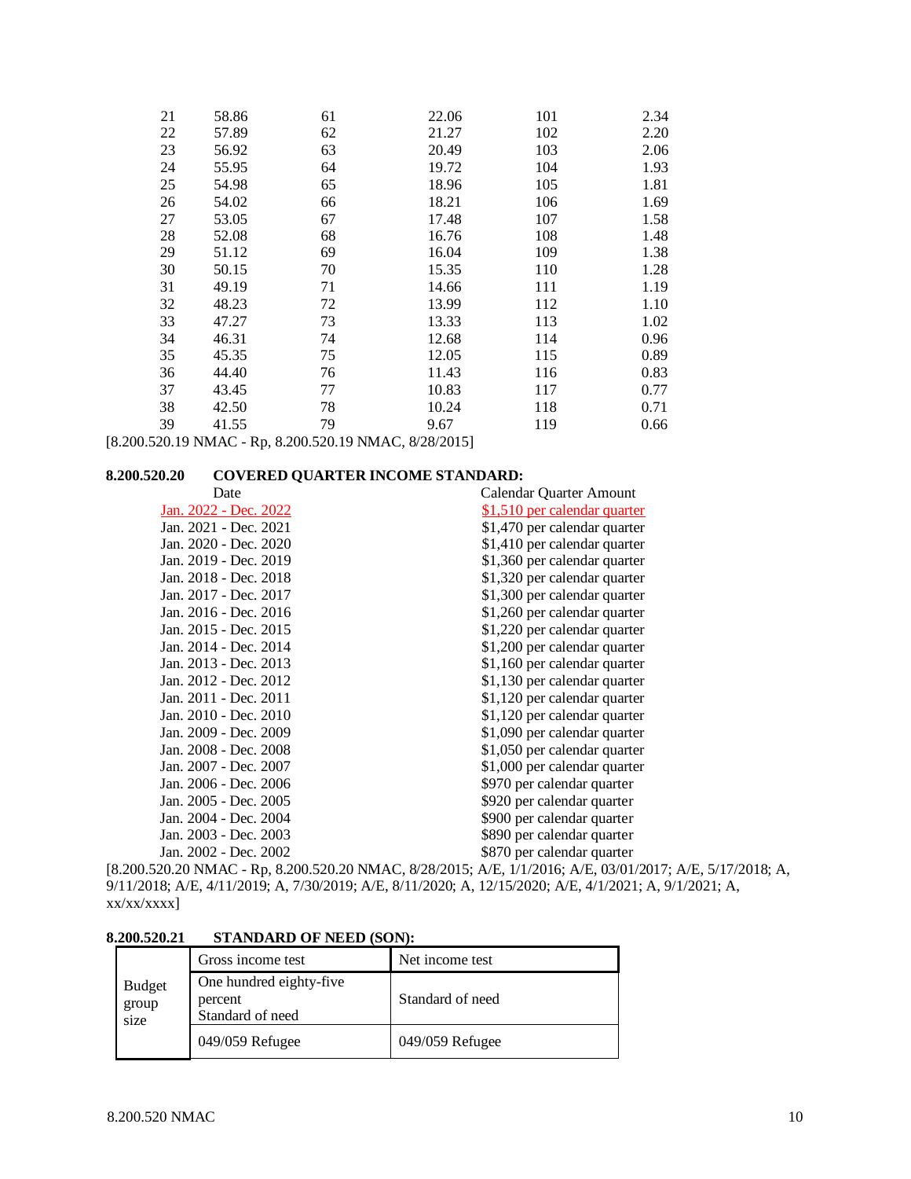| | | | | | |
|---|---|---|---|---|---|
| 21 | 58.86 | 61 | 22.06 | 101 | 2.34 |
| 22 | 57.89 | 62 | 21.27 | 102 | 2.20 |
| 23 | 56.92 | 63 | 20.49 | 103 | 2.06 |
| 24 | 55.95 | 64 | 19.72 | 104 | 1.93 |
| 25 | 54.98 | 65 | 18.96 | 105 | 1.81 |
| 26 | 54.02 | 66 | 18.21 | 106 | 1.69 |
| 27 | 53.05 | 67 | 17.48 | 107 | 1.58 |
| 28 | 52.08 | 68 | 16.76 | 108 | 1.48 |
| 29 | 51.12 | 69 | 16.04 | 109 | 1.38 |
| 30 | 50.15 | 70 | 15.35 | 110 | 1.28 |
| 31 | 49.19 | 71 | 14.66 | 111 | 1.19 |
| 32 | 48.23 | 72 | 13.99 | 112 | 1.10 |
| 33 | 47.27 | 73 | 13.33 | 113 | 1.02 |
| 34 | 46.31 | 74 | 12.68 | 114 | 0.96 |
| 35 | 45.35 | 75 | 12.05 | 115 | 0.89 |
| 36 | 44.40 | 76 | 11.43 | 116 | 0.83 |
| 37 | 43.45 | 77 | 10.83 | 117 | 0.77 |
| 38 | 42.50 | 78 | 10.24 | 118 | 0.71 |
| 39 | 41.55 | 79 | 9.67 | 119 | 0.66 |

[8.200.520.19 NMAC - Rp, 8.200.520.19 NMAC, 8/28/2015]

**8.200.520.20 COVERED QUARTER INCOME STANDARD:**

| Date | Calendar Quarter Amount |
|---|---|
| Jan. 2022 - Dec. 2022 | $1,510 per calendar quarter |
| Jan. 2021 - Dec. 2021 | $1,470 per calendar quarter |
| Jan. 2020 - Dec. 2020 | $1,410 per calendar quarter |
| Jan. 2019 - Dec. 2019 | $1,360 per calendar quarter |
| Jan. 2018 - Dec. 2018 | $1,320 per calendar quarter |
| Jan. 2017 - Dec. 2017 | $1,300 per calendar quarter |
| Jan. 2016 - Dec. 2016 | $1,260 per calendar quarter |
| Jan. 2015 - Dec. 2015 | $1,220 per calendar quarter |
| Jan. 2014 - Dec. 2014 | $1,200 per calendar quarter |
| Jan. 2013 - Dec. 2013 | $1,160 per calendar quarter |
| Jan. 2012 - Dec. 2012 | $1,130 per calendar quarter |
| Jan. 2011 - Dec. 2011 | $1,120 per calendar quarter |
| Jan. 2010 - Dec. 2010 | $1,120 per calendar quarter |
| Jan. 2009 - Dec. 2009 | $1,090 per calendar quarter |
| Jan. 2008 - Dec. 2008 | $1,050 per calendar quarter |
| Jan. 2007 - Dec. 2007 | $1,000 per calendar quarter |
| Jan. 2006 - Dec. 2006 | $970 per calendar quarter |
| Jan. 2005 - Dec. 2005 | $920 per calendar quarter |
| Jan. 2004 - Dec. 2004 | $900 per calendar quarter |
| Jan. 2003 - Dec. 2003 | $890 per calendar quarter |
| Jan. 2002 - Dec. 2002 | $870 per calendar quarter |

[8.200.520.20 NMAC - Rp, 8.200.520.20 NMAC, 8/28/2015; A/E, 1/1/2016; A/E, 03/01/2017; A/E, 5/17/2018; A, 9/11/2018; A/E, 4/11/2019; A, 7/30/2019; A/E, 8/11/2020; A, 12/15/2020; A/E, 4/1/2021; A, 9/1/2021; A, xx/xx/xxxx]

**8.200.520.21 STANDARD OF NEED (SON):**

| Budget group size | Gross income test | Net income test |
|---|---|---|
| | One hundred eighty-five percent Standard of need | Standard of need |
| | 049/059 Refugee | 049/059 Refugee |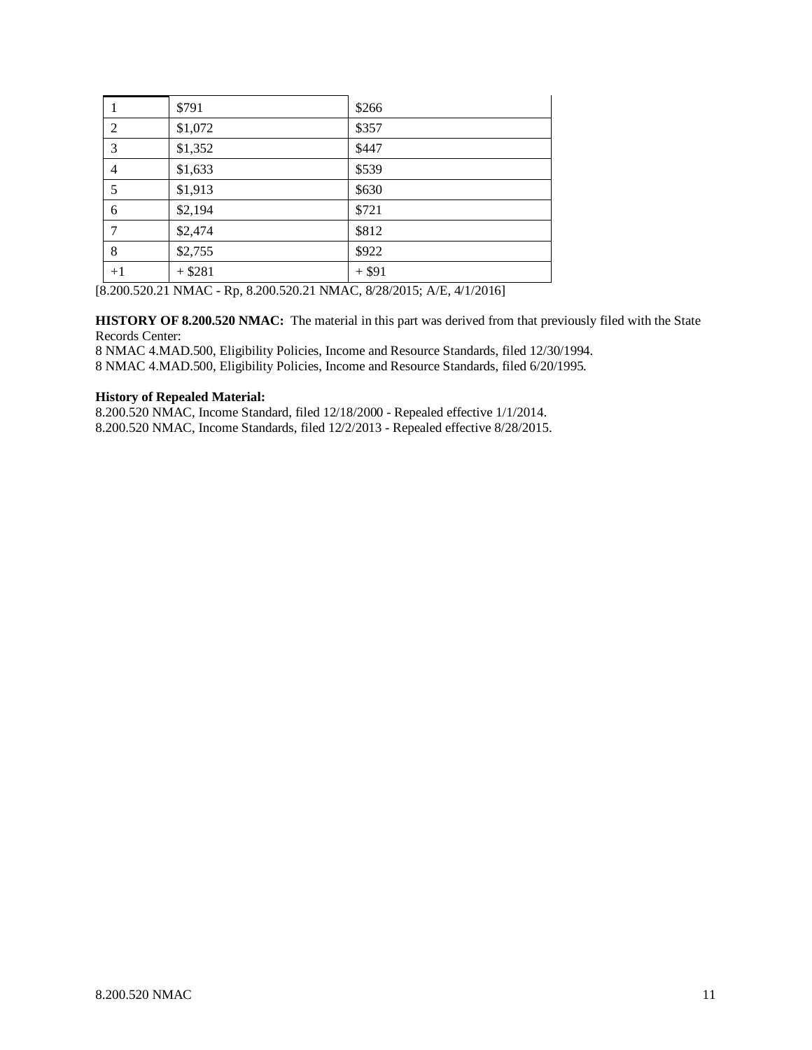| | | |
|---|---|---|
| 1 | $791 | $266 |
| 2 | $1,072 | $357 |
| 3 | $1,352 | $447 |
| 4 | $1,633 | $539 |
| 5 | $1,913 | $630 |
| 6 | $2,194 | $721 |
| 7 | $2,474 | $812 |
| 8 | $2,755 | $922 |
| +1 | + $281 | + $91 |

[8.200.520.21 NMAC - Rp, 8.200.520.21 NMAC, 8/28/2015; A/E, 4/1/2016]

**HISTORY OF 8.200.520 NMAC:** The material in this part was derived from that previously filed with the State Records Center:
8 NMAC 4.MAD.500, Eligibility Policies, Income and Resource Standards, filed 12/30/1994.
8 NMAC 4.MAD.500, Eligibility Policies, Income and Resource Standards, filed 6/20/1995.

**History of Repealed Material:**
8.200.520 NMAC, Income Standard, filed 12/18/2000 - Repealed effective 1/1/2014.
8.200.520 NMAC, Income Standards, filed 12/2/2013 - Repealed effective 8/28/2015.